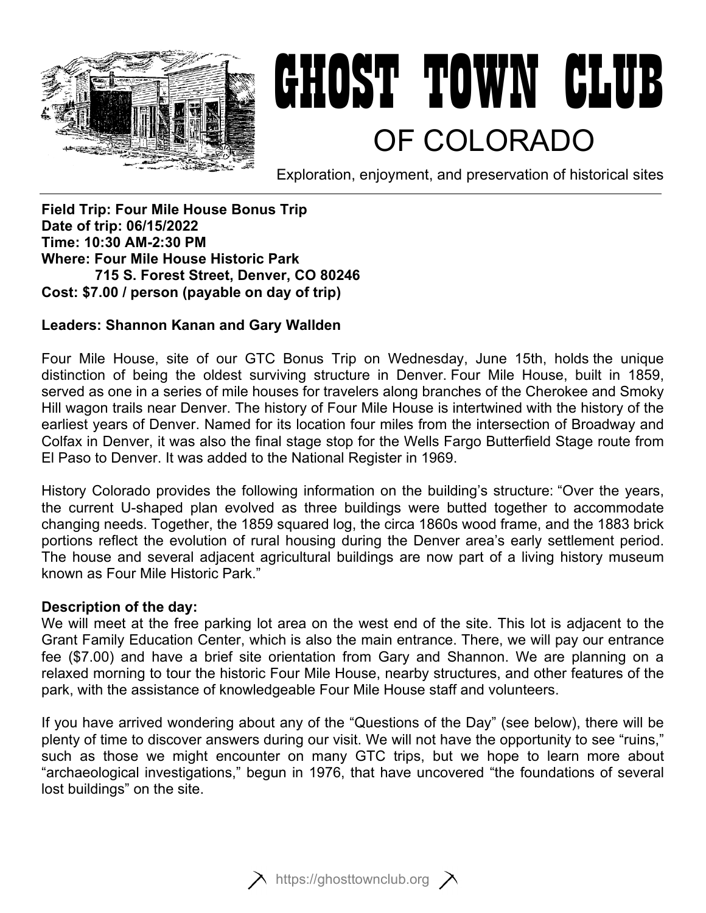# GHOST TOWN CLUB

## OF COLORADO

Exploration, enjoyment, and preservation of historical sites

**Field Trip: Four Mile House Bonus Trip**
**Date of trip: 06/15/2022**
**Time: 10:30 AM-2:30 PM**
**Where: Four Mile House Historic Park**
**715 S. Forest Street, Denver, CO 80246**
**Cost: $7.00 / person (payable on day of trip)**

**Leaders: Shannon Kanan and Gary Wallden**

Four Mile House, site of our GTC Bonus Trip on Wednesday, June 15th, holds the unique distinction of being the oldest surviving structure in Denver. Four Mile House, built in 1859, served as one in a series of mile houses for travelers along branches of the Cherokee and Smoky Hill wagon trails near Denver. The history of Four Mile House is intertwined with the history of the earliest years of Denver. Named for its location four miles from the intersection of Broadway and Colfax in Denver, it was also the final stage stop for the Wells Fargo Butterfield Stage route from El Paso to Denver. It was added to the National Register in 1969.

History Colorado provides the following information on the building's structure: "Over the years, the current U-shaped plan evolved as three buildings were butted together to accommodate changing needs. Together, the 1859 squared log, the circa 1860s wood frame, and the 1883 brick portions reflect the evolution of rural housing during the Denver area's early settlement period. The house and several adjacent agricultural buildings are now part of a living history museum known as Four Mile Historic Park."

**Description of the day:**
We will meet at the free parking lot area on the west end of the site. This lot is adjacent to the Grant Family Education Center, which is also the main entrance. There, we will pay our entrance fee ($7.00) and have a brief site orientation from Gary and Shannon. We are planning on a relaxed morning to tour the historic Four Mile House, nearby structures, and other features of the park, with the assistance of knowledgeable Four Mile House staff and volunteers.

If you have arrived wondering about any of the "Questions of the Day" (see below), there will be plenty of time to discover answers during our visit. We will not have the opportunity to see "ruins," such as those we might encounter on many GTC trips, but we hope to learn more about "archaeological investigations," begun in 1976, that have uncovered "the foundations of several lost buildings" on the site.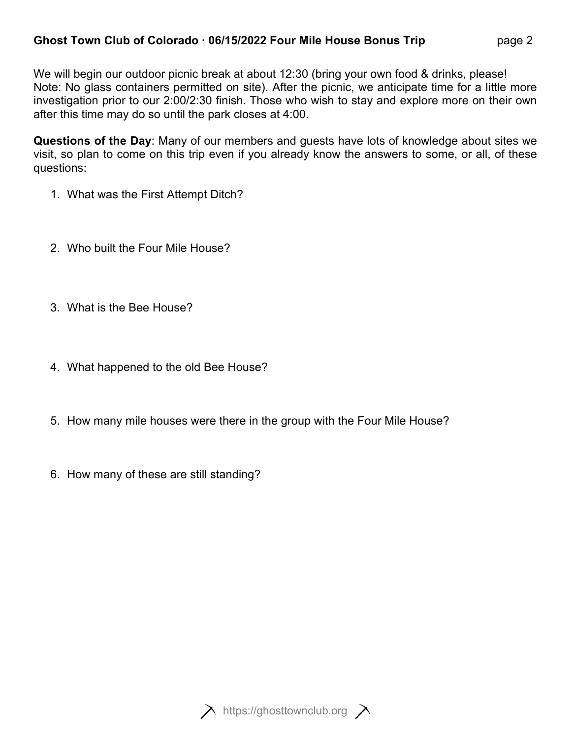We will begin our outdoor picnic break at about 12:30 (bring your own food & drinks, please! Note: No glass containers permitted on site). After the picnic, we anticipate time for a little more investigation prior to our 2:00/2:30 finish. Those who wish to stay and explore more on their own after this time may do so until the park closes at 4:00.

**Questions of the Day**: Many of our members and guests have lots of knowledge about sites we visit, so plan to come on this trip even if you already know the answers to some, or all, of these questions:

1. What was the First Attempt Ditch?
2. Who built the Four Mile House?
3. What is the Bee House?
4. What happened to the old Bee House?
5. How many mile houses were there in the group with the Four Mile House?
6. How many of these are still standing?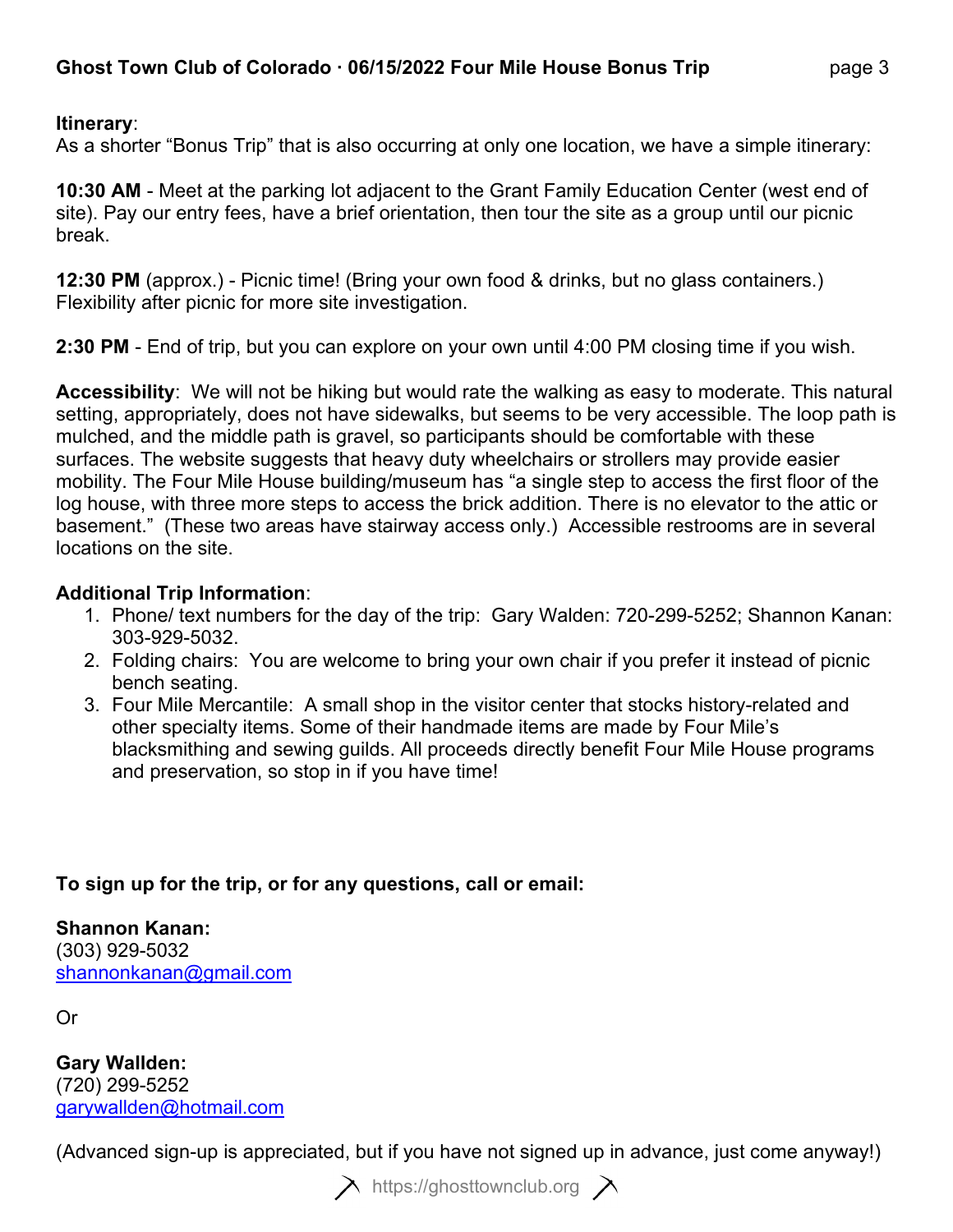**Itinerary**:
As a shorter "Bonus Trip" that is also occurring at only one location, we have a simple itinerary:

**10:30 AM** - Meet at the parking lot adjacent to the Grant Family Education Center (west end of site). Pay our entry fees, have a brief orientation, then tour the site as a group until our picnic break.

**12:30 PM** (approx.) - Picnic time! (Bring your own food & drinks, but no glass containers.) Flexibility after picnic for more site investigation.

**2:30 PM** - End of trip, but you can explore on your own until 4:00 PM closing time if you wish.

**Accessibility**: We will not be hiking but would rate the walking as easy to moderate. This natural setting, appropriately, does not have sidewalks, but seems to be very accessible. The loop path is mulched, and the middle path is gravel, so participants should be comfortable with these surfaces. The website suggests that heavy duty wheelchairs or strollers may provide easier mobility. The Four Mile House building/museum has "a single step to access the first floor of the log house, with three more steps to access the brick addition. There is no elevator to the attic or basement." (These two areas have stairway access only.) Accessible restrooms are in several locations on the site.

**Additional Trip Information**:

1. Phone/ text numbers for the day of the trip: Gary Walden: 720-299-5252; Shannon Kanan: 303-929-5032.
2. Folding chairs: You are welcome to bring your own chair if you prefer it instead of picnic bench seating.
3. Four Mile Mercantile: A small shop in the visitor center that stocks history-related and other specialty items. Some of their handmade items are made by Four Mile's blacksmithing and sewing guilds. All proceeds directly benefit Four Mile House programs and preservation, so stop in if you have time!

**To sign up for the trip, or for any questions, call or email:**

**Shannon Kanan:**
(303) 929-5032
shannonkanan@gmail.com

Or

**Gary Wallden:**
(720) 299-5252
garywallden@hotmail.com

(Advanced sign-up is appreciated, but if you have not signed up in advance, just come anyway!)

https://ghosttownclub.org